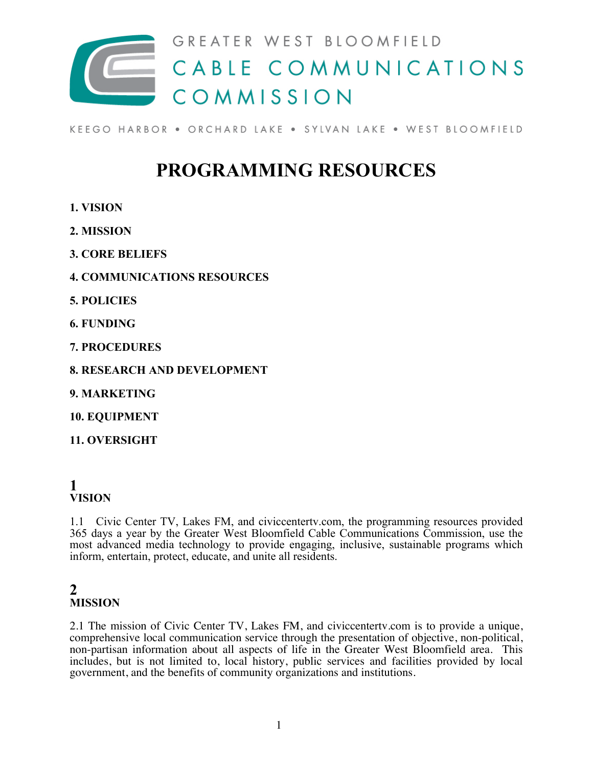GREATER WEST BLOOMFIELD
CABLE COMMUNICATIONS
COMMISSION

KEEGO HARBOR • ORCHARD LAKE • SYLVAN LAKE • WEST BLOOMFIELD

# PROGRAMMING RESOURCES

**1. VISION**

**2. MISSION**

**3. CORE BELIEFS**

**4. COMMUNICATIONS RESOURCES**

**5. POLICIES**

**6. FUNDING**

**7. PROCEDURES**

**8. RESEARCH AND DEVELOPMENT**

**9. MARKETING**

**10. EQUIPMENT**

**11. OVERSIGHT**

## 1
## VISION

1.1 Civic Center TV, Lakes FM, and civiccentertv.com, the programming resources provided 365 days a year by the Greater West Bloomfield Cable Communications Commission, use the most advanced media technology to provide engaging, inclusive, sustainable programs which inform, entertain, protect, educate, and unite all residents.

## 2
## MISSION

2.1 The mission of Civic Center TV, Lakes FM, and civiccentertv.com is to provide a unique, comprehensive local communication service through the presentation of objective, non-political, non-partisan information about all aspects of life in the Greater West Bloomfield area. This includes, but is not limited to, local history, public services and facilities provided by local government, and the benefits of community organizations and institutions.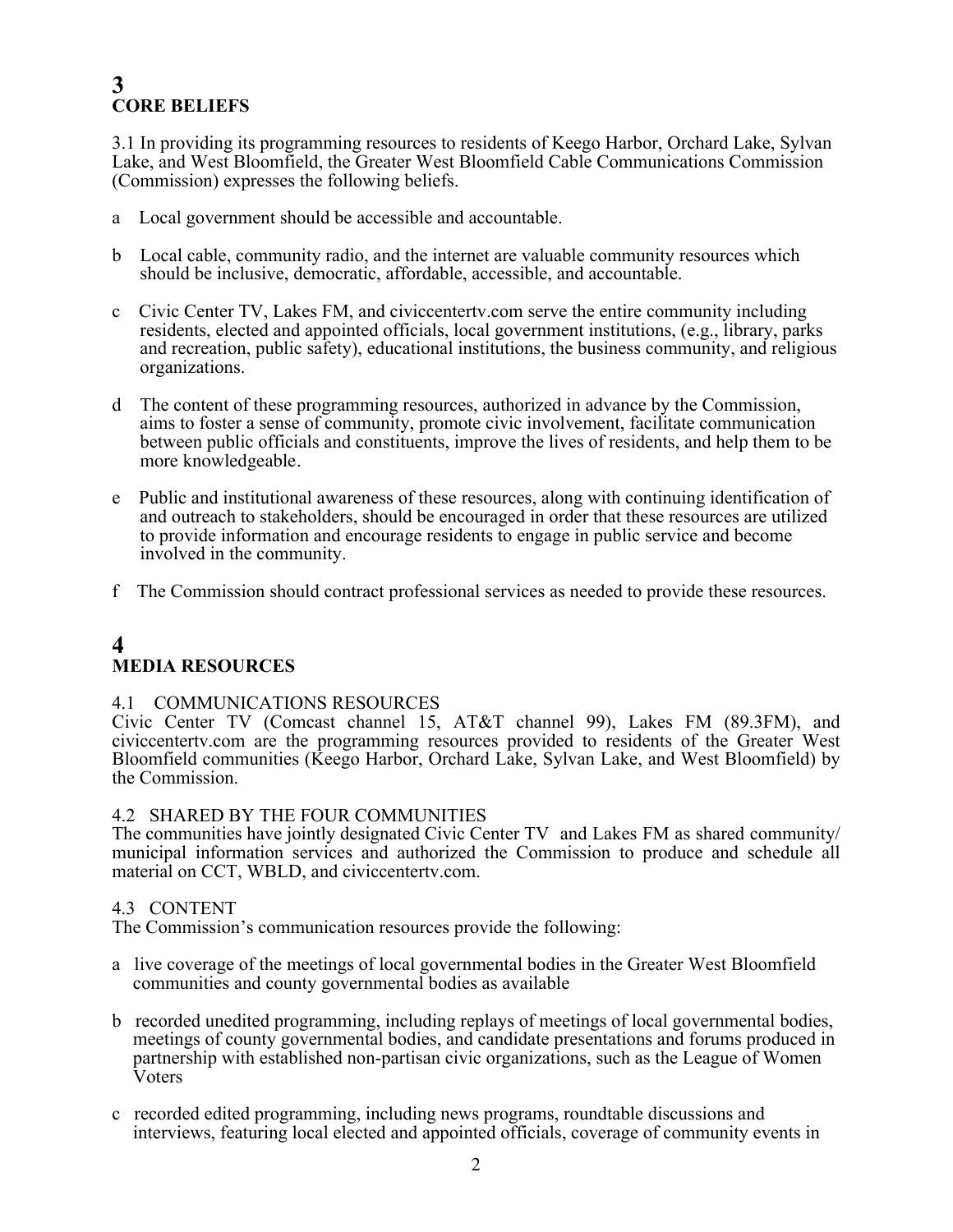## 3
## CORE BELIEFS

3.1 In providing its programming resources to residents of Keego Harbor, Orchard Lake, Sylvan Lake, and West Bloomfield, the Greater West Bloomfield Cable Communications Commission (Commission) expresses the following beliefs.

a Local government should be accessible and accountable.

b Local cable, community radio, and the internet are valuable community resources which should be inclusive, democratic, affordable, accessible, and accountable.

c Civic Center TV, Lakes FM, and civiccentertv.com serve the entire community including residents, elected and appointed officials, local government institutions, (e.g., library, parks and recreation, public safety), educational institutions, the business community, and religious organizations.

d The content of these programming resources, authorized in advance by the Commission, aims to foster a sense of community, promote civic involvement, facilitate communication between public officials and constituents, improve the lives of residents, and help them to be more knowledgeable.

e Public and institutional awareness of these resources, along with continuing identification of and outreach to stakeholders, should be encouraged in order that these resources are utilized to provide information and encourage residents to engage in public service and become involved in the community.

f The Commission should contract professional services as needed to provide these resources.

## 4
## MEDIA RESOURCES

4.1 COMMUNICATIONS RESOURCES
Civic Center TV (Comcast channel 15, AT&T channel 99), Lakes FM (89.3FM), and civiccentertv.com are the programming resources provided to residents of the Greater West Bloomfield communities (Keego Harbor, Orchard Lake, Sylvan Lake, and West Bloomfield) by the Commission.

4.2 SHARED BY THE FOUR COMMUNITIES
The communities have jointly designated Civic Center TV and Lakes FM as shared community/ municipal information services and authorized the Commission to produce and schedule all material on CCT, WBLD, and civiccentertv.com.

4.3 CONTENT
The Commission's communication resources provide the following:

a live coverage of the meetings of local governmental bodies in the Greater West Bloomfield communities and county governmental bodies as available

b recorded unedited programming, including replays of meetings of local governmental bodies, meetings of county governmental bodies, and candidate presentations and forums produced in partnership with established non-partisan civic organizations, such as the League of Women Voters

c recorded edited programming, including news programs, roundtable discussions and interviews, featuring local elected and appointed officials, coverage of community events in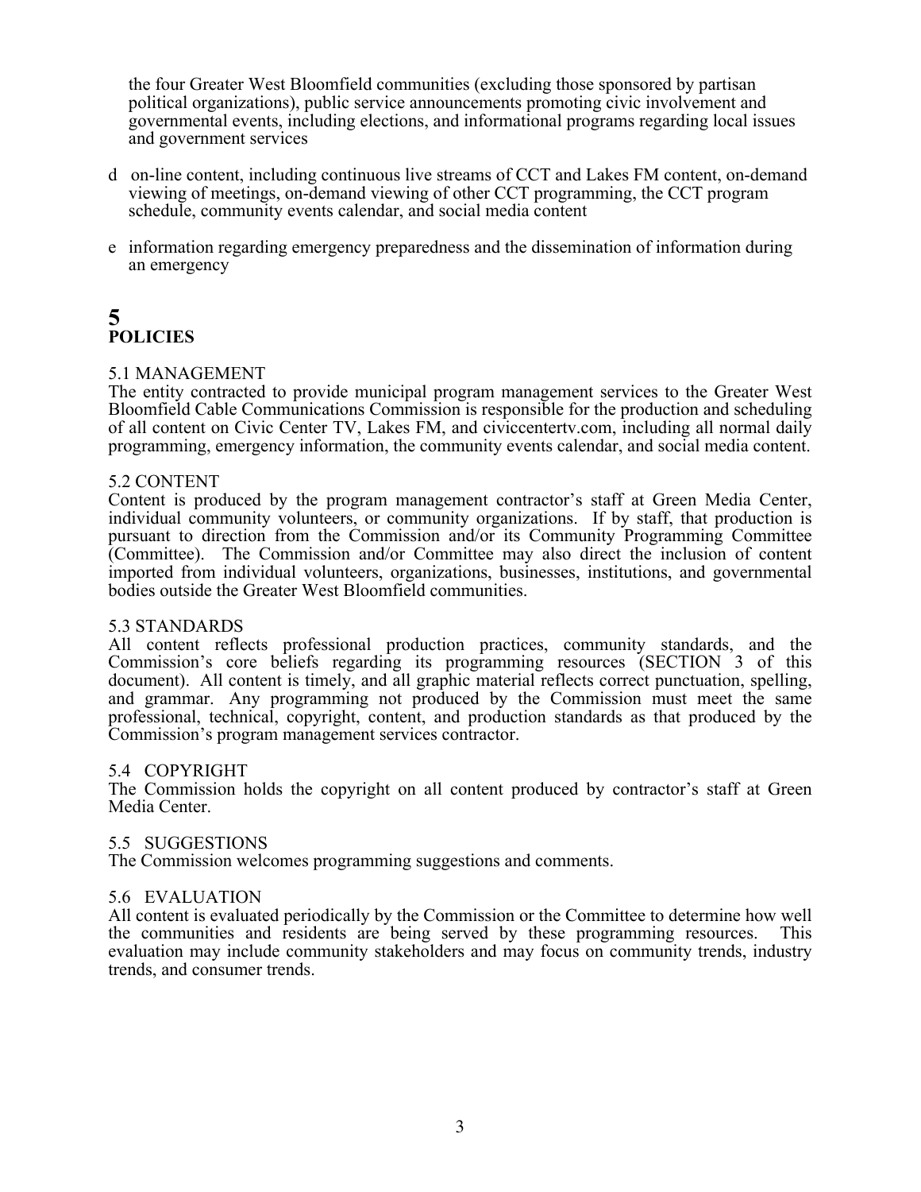the four Greater West Bloomfield communities (excluding those sponsored by partisan political organizations), public service announcements promoting civic involvement and governmental events, including elections, and informational programs regarding local issues and government services

d on-line content, including continuous live streams of CCT and Lakes FM content, on-demand viewing of meetings, on-demand viewing of other CCT programming, the CCT program schedule, community events calendar, and social media content

e information regarding emergency preparedness and the dissemination of information during an emergency

# 5
# POLICIES

5.1 MANAGEMENT
The entity contracted to provide municipal program management services to the Greater West Bloomfield Cable Communications Commission is responsible for the production and scheduling of all content on Civic Center TV, Lakes FM, and civiccentertv.com, including all normal daily programming, emergency information, the community events calendar, and social media content.

5.2 CONTENT
Content is produced by the program management contractor's staff at Green Media Center, individual community volunteers, or community organizations. If by staff, that production is pursuant to direction from the Commission and/or its Community Programming Committee (Committee). The Commission and/or Committee may also direct the inclusion of content imported from individual volunteers, organizations, businesses, institutions, and governmental bodies outside the Greater West Bloomfield communities.

5.3 STANDARDS
All content reflects professional production practices, community standards, and the Commission's core beliefs regarding its programming resources (SECTION 3 of this document). All content is timely, and all graphic material reflects correct punctuation, spelling, and grammar. Any programming not produced by the Commission must meet the same professional, technical, copyright, content, and production standards as that produced by the Commission's program management services contractor.

5.4 COPYRIGHT
The Commission holds the copyright on all content produced by contractor's staff at Green Media Center.

5.5 SUGGESTIONS
The Commission welcomes programming suggestions and comments.

5.6 EVALUATION
All content is evaluated periodically by the Commission or the Committee to determine how well the communities and residents are being served by these programming resources. This evaluation may include community stakeholders and may focus on community trends, industry trends, and consumer trends.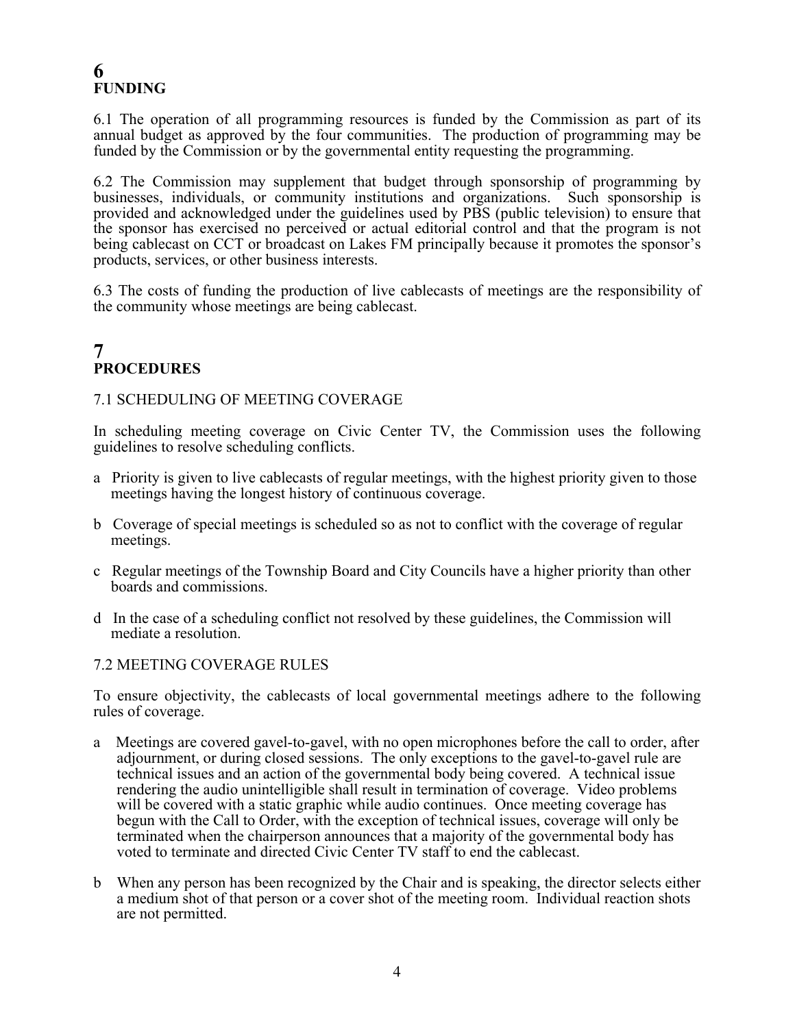## 6
## FUNDING

6.1 The operation of all programming resources is funded by the Commission as part of its annual budget as approved by the four communities. The production of programming may be funded by the Commission or by the governmental entity requesting the programming.

6.2 The Commission may supplement that budget through sponsorship of programming by businesses, individuals, or community institutions and organizations. Such sponsorship is provided and acknowledged under the guidelines used by PBS (public television) to ensure that the sponsor has exercised no perceived or actual editorial control and that the program is not being cablecast on CCT or broadcast on Lakes FM principally because it promotes the sponsor's products, services, or other business interests.

6.3 The costs of funding the production of live cablecasts of meetings are the responsibility of the community whose meetings are being cablecast.

## 7
## PROCEDURES

### 7.1 SCHEDULING OF MEETING COVERAGE

In scheduling meeting coverage on Civic Center TV, the Commission uses the following guidelines to resolve scheduling conflicts.

a Priority is given to live cablecasts of regular meetings, with the highest priority given to those meetings having the longest history of continuous coverage.

b Coverage of special meetings is scheduled so as not to conflict with the coverage of regular meetings.

c Regular meetings of the Township Board and City Councils have a higher priority than other boards and commissions.

d In the case of a scheduling conflict not resolved by these guidelines, the Commission will mediate a resolution.

### 7.2 MEETING COVERAGE RULES

To ensure objectivity, the cablecasts of local governmental meetings adhere to the following rules of coverage.

a Meetings are covered gavel-to-gavel, with no open microphones before the call to order, after adjournment, or during closed sessions. The only exceptions to the gavel-to-gavel rule are technical issues and an action of the governmental body being covered. A technical issue rendering the audio unintelligible shall result in termination of coverage. Video problems will be covered with a static graphic while audio continues. Once meeting coverage has begun with the Call to Order, with the exception of technical issues, coverage will only be terminated when the chairperson announces that a majority of the governmental body has voted to terminate and directed Civic Center TV staff to end the cablecast.

b When any person has been recognized by the Chair and is speaking, the director selects either a medium shot of that person or a cover shot of the meeting room. Individual reaction shots are not permitted.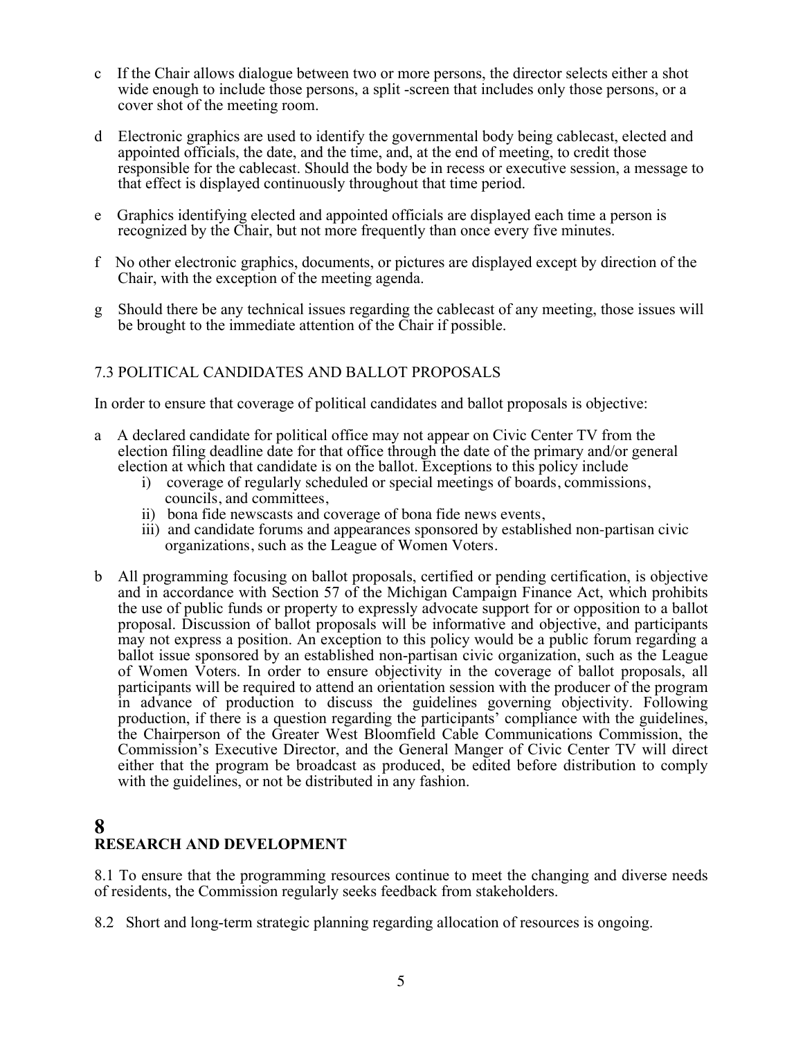c If the Chair allows dialogue between two or more persons, the director selects either a shot wide enough to include those persons, a split -screen that includes only those persons, or a cover shot of the meeting room.

d Electronic graphics are used to identify the governmental body being cablecast, elected and appointed officials, the date, and the time, and, at the end of meeting, to credit those responsible for the cablecast. Should the body be in recess or executive session, a message to that effect is displayed continuously throughout that time period.

e Graphics identifying elected and appointed officials are displayed each time a person is recognized by the Chair, but not more frequently than once every five minutes.

f No other electronic graphics, documents, or pictures are displayed except by direction of the Chair, with the exception of the meeting agenda.

g Should there be any technical issues regarding the cablecast of any meeting, those issues will be brought to the immediate attention of the Chair if possible.

### 7.3 POLITICAL CANDIDATES AND BALLOT PROPOSALS

In order to ensure that coverage of political candidates and ballot proposals is objective:

a A declared candidate for political office may not appear on Civic Center TV from the election filing deadline date for that office through the date of the primary and/or general election at which that candidate is on the ballot. Exceptions to this policy include
   - i) coverage of regularly scheduled or special meetings of boards, commissions, councils, and committees,
   - ii) bona fide newscasts and coverage of bona fide news events,
   - iii) and candidate forums and appearances sponsored by established non-partisan civic organizations, such as the League of Women Voters.

b All programming focusing on ballot proposals, certified or pending certification, is objective and in accordance with Section 57 of the Michigan Campaign Finance Act, which prohibits the use of public funds or property to expressly advocate support for or opposition to a ballot proposal. Discussion of ballot proposals will be informative and objective, and participants may not express a position. An exception to this policy would be a public forum regarding a ballot issue sponsored by an established non-partisan civic organization, such as the League of Women Voters. In order to ensure objectivity in the coverage of ballot proposals, all participants will be required to attend an orientation session with the producer of the program in advance of production to discuss the guidelines governing objectivity. Following production, if there is a question regarding the participants' compliance with the guidelines, the Chairperson of the Greater West Bloomfield Cable Communications Commission, the Commission's Executive Director, and the General Manger of Civic Center TV will direct either that the program be broadcast as produced, be edited before distribution to comply with the guidelines, or not be distributed in any fashion.

## 8
## RESEARCH AND DEVELOPMENT

8.1 To ensure that the programming resources continue to meet the changing and diverse needs of residents, the Commission regularly seeks feedback from stakeholders.

8.2 Short and long-term strategic planning regarding allocation of resources is ongoing.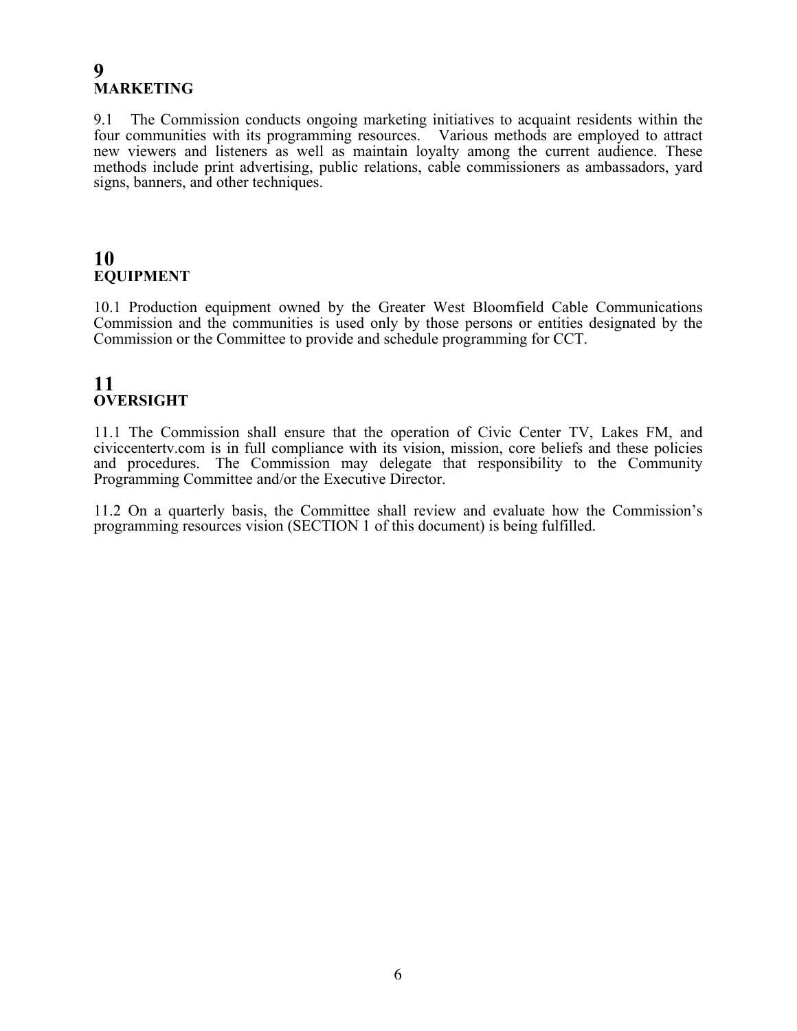## 9
## MARKETING

9.1 The Commission conducts ongoing marketing initiatives to acquaint residents within the four communities with its programming resources. Various methods are employed to attract new viewers and listeners as well as maintain loyalty among the current audience. These methods include print advertising, public relations, cable commissioners as ambassadors, yard signs, banners, and other techniques.

## 10
## EQUIPMENT

10.1 Production equipment owned by the Greater West Bloomfield Cable Communications Commission and the communities is used only by those persons or entities designated by the Commission or the Committee to provide and schedule programming for CCT.

## 11
## OVERSIGHT

11.1 The Commission shall ensure that the operation of Civic Center TV, Lakes FM, and civiccentertv.com is in full compliance with its vision, mission, core beliefs and these policies and procedures. The Commission may delegate that responsibility to the Community Programming Committee and/or the Executive Director.

11.2 On a quarterly basis, the Committee shall review and evaluate how the Commission's programming resources vision (SECTION 1 of this document) is being fulfilled.